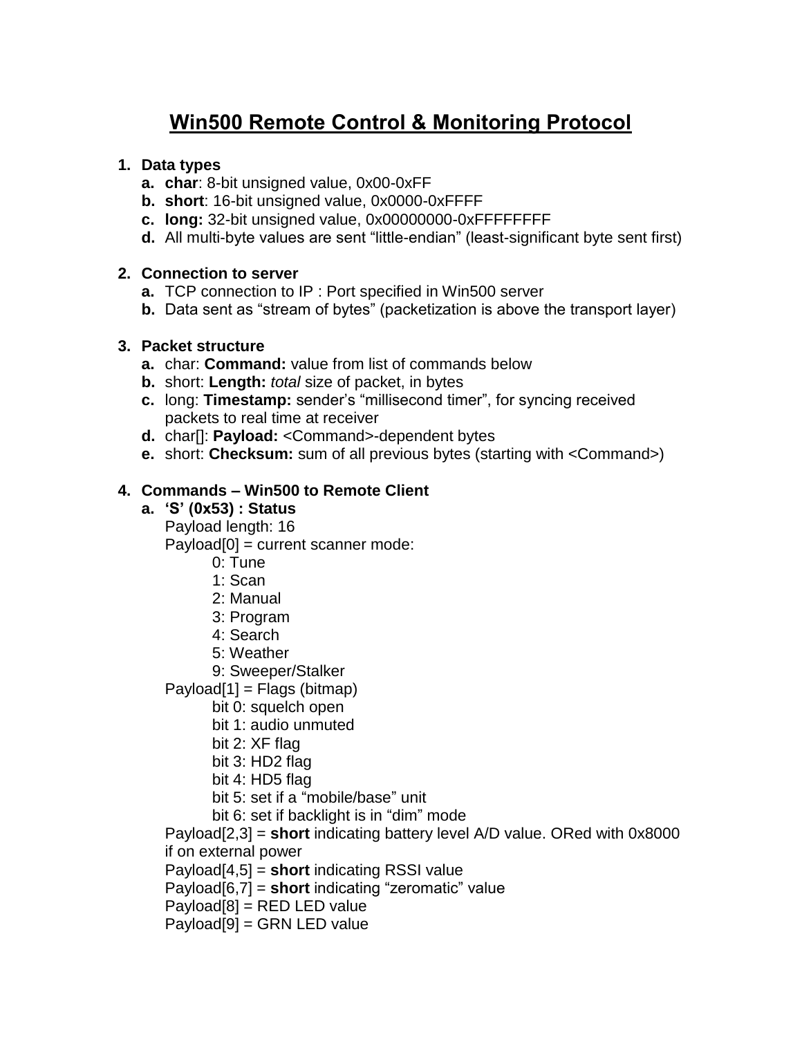# Win500 Remote Control & Monitoring Protocol

1. **Data types**
   a. **char**: 8-bit unsigned value, 0x00-0xFF
   b. **short**: 16-bit unsigned value, 0x0000-0xFFFF
   c. **long:** 32-bit unsigned value, 0x00000000-0xFFFFFFFF
   d. All multi-byte values are sent "little-endian" (least-significant byte sent first)

2. **Connection to server**
   a. TCP connection to IP : Port specified in Win500 server
   b. Data sent as "stream of bytes" (packetization is above the transport layer)

3. **Packet structure**
   a. char: **Command:** value from list of commands below
   b. short: **Length:** *total* size of packet, in bytes
   c. long: **Timestamp:** sender's "millisecond timer", for syncing received packets to real time at receiver
   d. char[]: **Payload:** <Command>-dependent bytes
   e. short: **Checksum:** sum of all previous bytes (starting with <Command>)

4. **Commands – Win500 to Remote Client**
   a. **'S' (0x53) : Status**

      Payload length: 16

      Payload[0] = current scanner mode:

      - 0: Tune
      - 1: Scan
      - 2: Manual
      - 3: Program
      - 4: Search
      - 5: Weather
      - 9: Sweeper/Stalker

      Payload[1] = Flags (bitmap)

      - bit 0: squelch open
      - bit 1: audio unmuted
      - bit 2: XF flag
      - bit 3: HD2 flag
      - bit 4: HD5 flag
      - bit 5: set if a "mobile/base" unit
      - bit 6: set if backlight is in "dim" mode

      Payload[2,3] = **short** indicating battery level A/D value. ORed with 0x8000 if on external power

      Payload[4,5] = **short** indicating RSSI value

      Payload[6,7] = **short** indicating "zeromatic" value

      Payload[8] = RED LED value

      Payload[9] = GRN LED value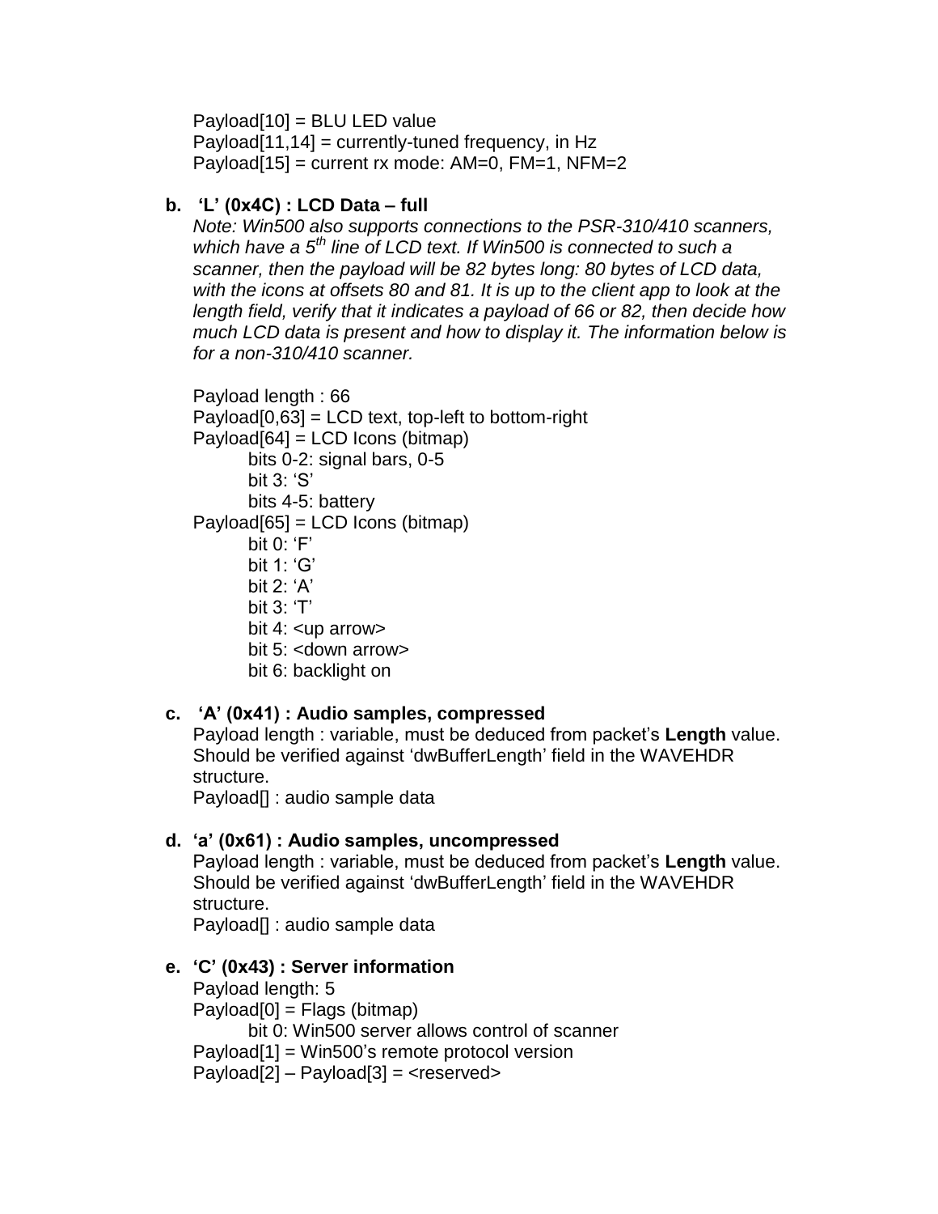Payload[10] = BLU LED value
Payload[11,14] = currently-tuned frequency, in Hz
Payload[15] = current rx mode: AM=0, FM=1, NFM=2

**b. 'L' (0x4C) : LCD Data – full**

*Note: Win500 also supports connections to the PSR-310/410 scanners, which have a 5th line of LCD text. If Win500 is connected to such a scanner, then the payload will be 82 bytes long: 80 bytes of LCD data, with the icons at offsets 80 and 81. It is up to the client app to look at the length field, verify that it indicates a payload of 66 or 82, then decide how much LCD data is present and how to display it. The information below is for a non-310/410 scanner.*

Payload length : 66
Payload[0,63] = LCD text, top-left to bottom-right
Payload[64] = LCD Icons (bitmap)
- bits 0-2: signal bars, 0-5
- bit 3: 'S'
- bits 4-5: battery

Payload[65] = LCD Icons (bitmap)
- bit 0: 'F'
- bit 1: 'G'
- bit 2: 'A'
- bit 3: 'T'
- bit 4: <up arrow>
- bit 5: <down arrow>
- bit 6: backlight on

**c. 'A' (0x41) : Audio samples, compressed**

Payload length : variable, must be deduced from packet's **Length** value. Should be verified against 'dwBufferLength' field in the WAVEHDR structure.
Payload[] : audio sample data

**d. 'a' (0x61) : Audio samples, uncompressed**

Payload length : variable, must be deduced from packet's **Length** value. Should be verified against 'dwBufferLength' field in the WAVEHDR structure.
Payload[] : audio sample data

**e. 'C' (0x43) : Server information**

Payload length: 5
Payload[0] = Flags (bitmap)
- bit 0: Win500 server allows control of scanner

Payload[1] = Win500's remote protocol version
Payload[2] – Payload[3] = <reserved>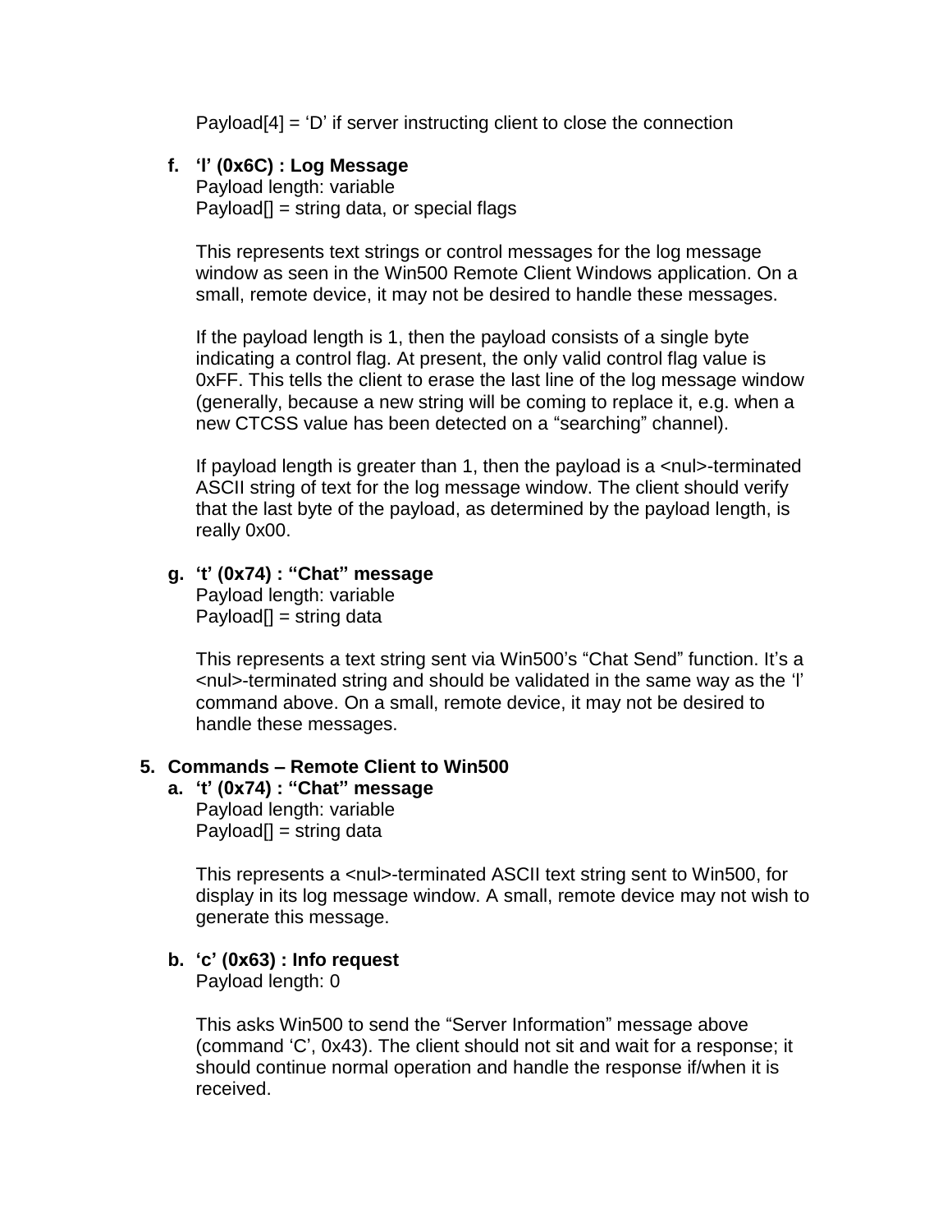Payload[4] = ‘D’ if server instructing client to close the connection

f. **‘l’ (0x6C) : Log Message**
   Payload length: variable
   Payload[] = string data, or special flags

   This represents text strings or control messages for the log message window as seen in the Win500 Remote Client Windows application. On a small, remote device, it may not be desired to handle these messages.

   If the payload length is 1, then the payload consists of a single byte indicating a control flag. At present, the only valid control flag value is 0xFF. This tells the client to erase the last line of the log message window (generally, because a new string will be coming to replace it, e.g. when a new CTCSS value has been detected on a “searching” channel).

   If payload length is greater than 1, then the payload is a <nul>-terminated ASCII string of text for the log message window. The client should verify that the last byte of the payload, as determined by the payload length, is really 0x00.

g. **‘t’ (0x74) : “Chat” message**
   Payload length: variable
   Payload[] = string data

   This represents a text string sent via Win500’s “Chat Send” function. It’s a <nul>-terminated string and should be validated in the same way as the ‘l’ command above. On a small, remote device, it may not be desired to handle these messages.

## 5. Commands – Remote Client to Win500

a. **‘t’ (0x74) : “Chat” message**
   Payload length: variable
   Payload[] = string data

   This represents a <nul>-terminated ASCII text string sent to Win500, for display in its log message window. A small, remote device may not wish to generate this message.

b. **‘c’ (0x63) : Info request**
   Payload length: 0

   This asks Win500 to send the “Server Information” message above (command ‘C’, 0x43). The client should not sit and wait for a response; it should continue normal operation and handle the response if/when it is received.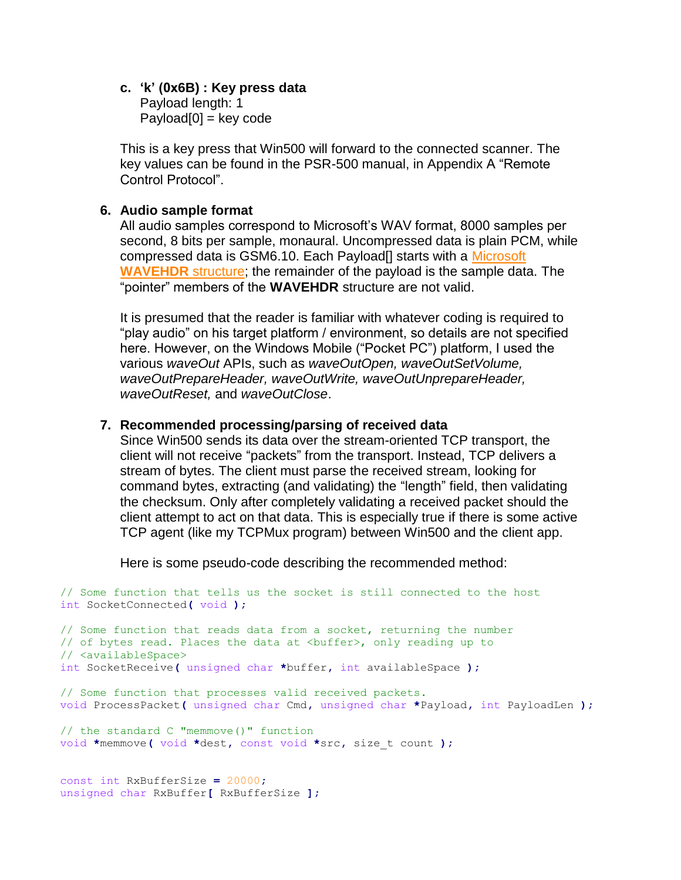**c. 'k' (0x6B) : Key press data**
Payload length: 1
Payload[0] = key code

This is a key press that Win500 will forward to the connected scanner. The key values can be found in the PSR-500 manual, in Appendix A "Remote Control Protocol".

### 6. Audio sample format

All audio samples correspond to Microsoft's WAV format, 8000 samples per second, 8 bits per sample, monaural. Uncompressed data is plain PCM, while compressed data is GSM6.10. Each Payload[] starts with a [Microsoft **WAVEHDR** structure]; the remainder of the payload is the sample data. The "pointer" members of the **WAVEHDR** structure are not valid.

It is presumed that the reader is familiar with whatever coding is required to "play audio" on his target platform / environment, so details are not specified here. However, on the Windows Mobile ("Pocket PC") platform, I used the various *waveOut* APIs, such as *waveOutOpen, waveOutSetVolume, waveOutPrepareHeader, waveOutWrite, waveOutUnprepareHeader, waveOutReset,* and *waveOutClose*.

### 7. Recommended processing/parsing of received data

Since Win500 sends its data over the stream-oriented TCP transport, the client will not receive "packets" from the transport. Instead, TCP delivers a stream of bytes. The client must parse the received stream, looking for command bytes, extracting (and validating) the "length" field, then validating the checksum. Only after completely validating a received packet should the client attempt to act on that data. This is especially true if there is some active TCP agent (like my TCPMux program) between Win500 and the client app.

Here is some pseudo-code describing the recommended method:

```
// Some function that tells us the socket is still connected to the host
int SocketConnected( void );

// Some function that reads data from a socket, returning the number
// of bytes read. Places the data at <buffer>, only reading up to
// <availableSpace>
int SocketReceive( unsigned char *buffer, int availableSpace );

// Some function that processes valid received packets.
void ProcessPacket( unsigned char Cmd, unsigned char *Payload, int PayloadLen );

// the standard C "memmove()" function
void *memmove( void *dest, const void *src, size_t count );


const int RxBufferSize = 20000;
unsigned char RxBuffer[ RxBufferSize ];
```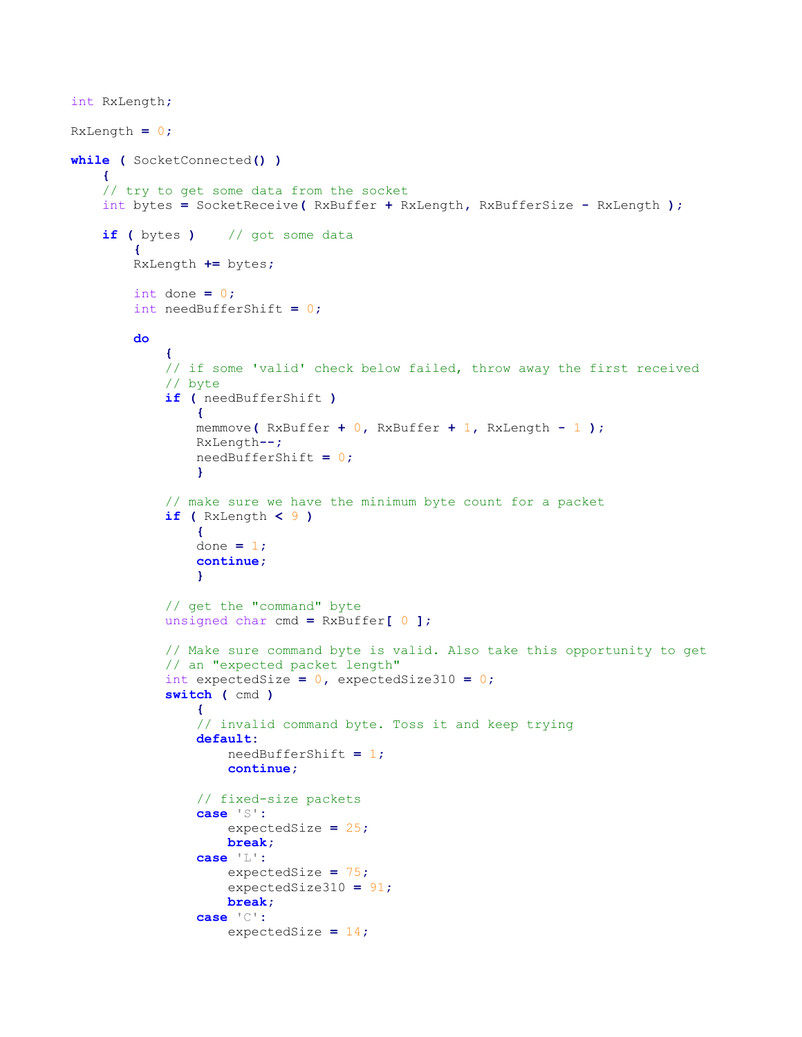```
int RxLength;

RxLength = 0;

while ( SocketConnected() )
    {
    // try to get some data from the socket
    int bytes = SocketReceive( RxBuffer + RxLength, RxBufferSize - RxLength );

    if ( bytes )    // got some data
        {
        RxLength += bytes;

        int done = 0;
        int needBufferShift = 0;

        do
            {
            // if some 'valid' check below failed, throw away the first received
            // byte
            if ( needBufferShift )
                {
                memmove( RxBuffer + 0, RxBuffer + 1, RxLength - 1 );
                RxLength--;
                needBufferShift = 0;
                }

            // make sure we have the minimum byte count for a packet
            if ( RxLength < 9 )
                {
                done = 1;
                continue;
                }

            // get the "command" byte
            unsigned char cmd = RxBuffer[ 0 ];

            // Make sure command byte is valid. Also take this opportunity to get
            // an "expected packet length"
            int expectedSize = 0, expectedSize310 = 0;
            switch ( cmd )
                {
                // invalid command byte. Toss it and keep trying
                default:
                    needBufferShift = 1;
                    continue;

                // fixed-size packets
                case 'S':
                    expectedSize = 25;
                    break;
                case 'L':
                    expectedSize = 75;
                    expectedSize310 = 91;
                    break;
                case 'C':
                    expectedSize = 14;
```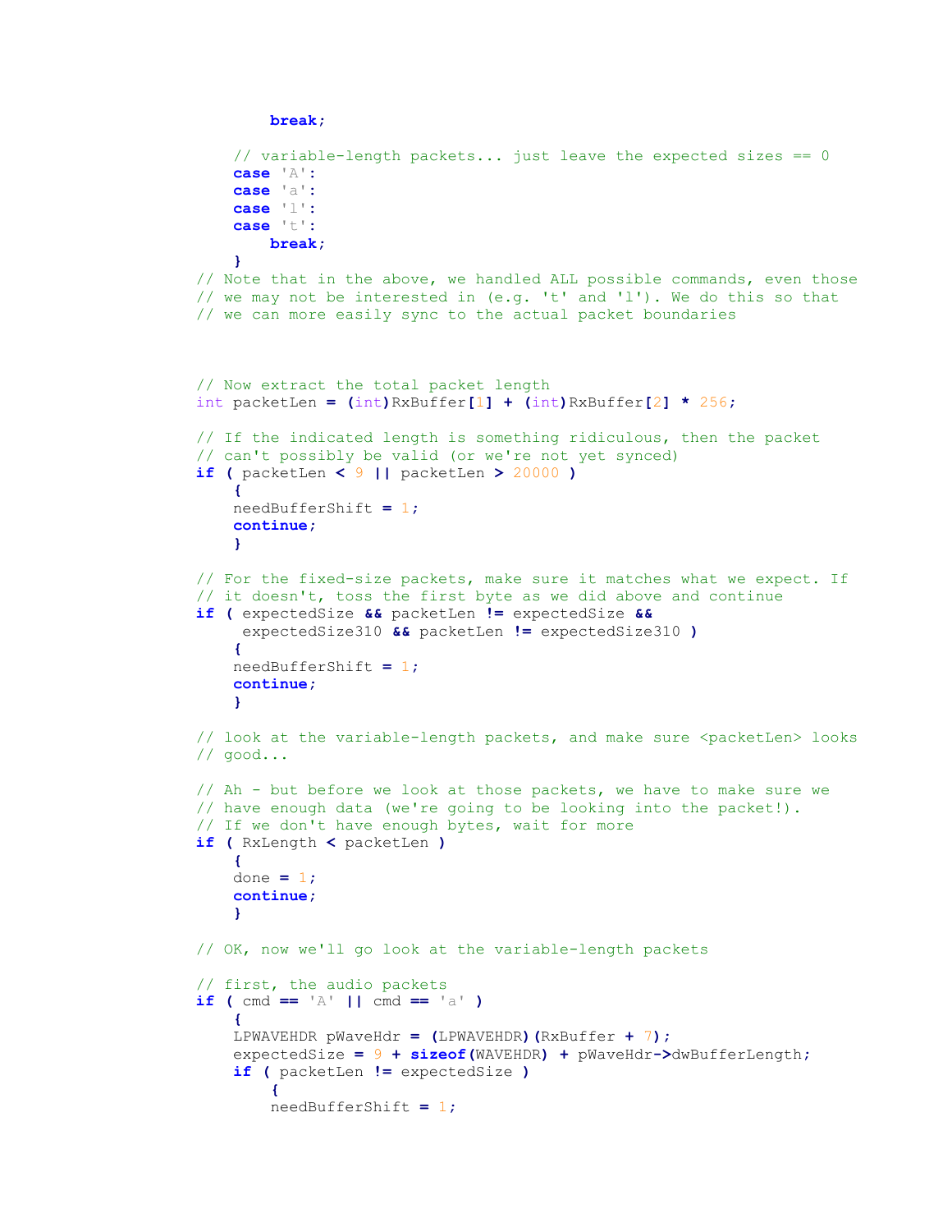```
            break;

        // variable-length packets... just leave the expected sizes == 0
        case 'A':
        case 'a':
        case 'l':
        case 't':
            break;
        }
    // Note that in the above, we handled ALL possible commands, even those
    // we may not be interested in (e.g. 't' and 'l'). We do this so that
    // we can more easily sync to the actual packet boundaries



    // Now extract the total packet length
    int packetLen = (int)RxBuffer[1] + (int)RxBuffer[2] * 256;

    // If the indicated length is something ridiculous, then the packet
    // can't possibly be valid (or we're not yet synced)
    if ( packetLen < 9 || packetLen > 20000 )
        {
        needBufferShift = 1;
        continue;
        }

    // For the fixed-size packets, make sure it matches what we expect. If
    // it doesn't, toss the first byte as we did above and continue
    if ( expectedSize && packetLen != expectedSize &&
         expectedSize310 && packetLen != expectedSize310 )
        {
        needBufferShift = 1;
        continue;
        }

    // look at the variable-length packets, and make sure <packetLen> looks
    // good...

    // Ah - but before we look at those packets, we have to make sure we
    // have enough data (we're going to be looking into the packet!).
    // If we don't have enough bytes, wait for more
    if ( RxLength < packetLen )
        {
        done = 1;
        continue;
        }

    // OK, now we'll go look at the variable-length packets

    // first, the audio packets
    if ( cmd == 'A' || cmd == 'a' )
        {
        LPWAVEHDR pWaveHdr = (LPWAVEHDR)(RxBuffer + 7);
        expectedSize = 9 + sizeof(WAVEHDR) + pWaveHdr->dwBufferLength;
        if ( packetLen != expectedSize )
            {
            needBufferShift = 1;
```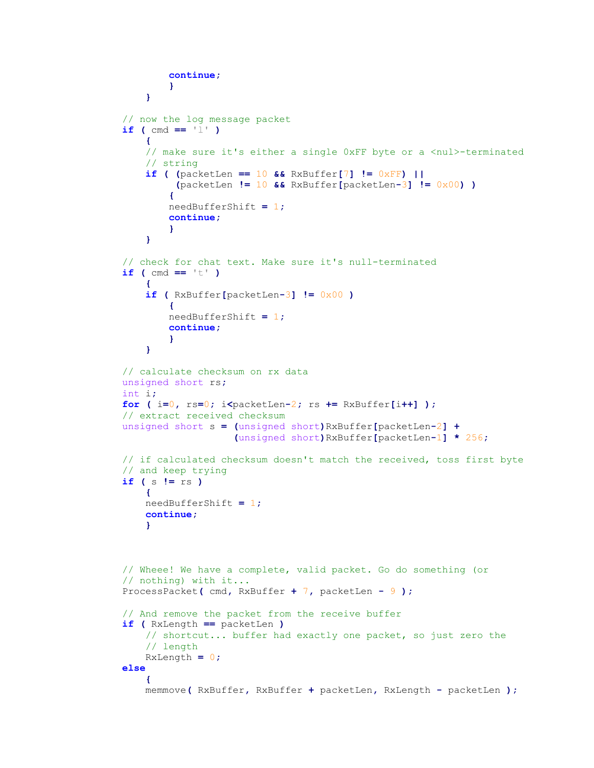```
            continue;
            }
        }

    // now the log message packet
    if ( cmd == 'l' )
        {
        // make sure it's either a single 0xFF byte or a <nul>-terminated
        // string
        if ( (packetLen == 10 && RxBuffer[7] != 0xFF) ||
             (packetLen != 10 && RxBuffer[packetLen-3] != 0x00) )
            {
            needBufferShift = 1;
            continue;
            }
        }

    // check for chat text. Make sure it's null-terminated
    if ( cmd == 't' )
        {
        if ( RxBuffer[packetLen-3] != 0x00 )
            {
            needBufferShift = 1;
            continue;
            }
        }

    // calculate checksum on rx data
    unsigned short rs;
    int i;
    for ( i=0, rs=0; i<packetLen-2; rs += RxBuffer[i++] );
    // extract received checksum
    unsigned short s = (unsigned short)RxBuffer[packetLen-2] +
                       (unsigned short)RxBuffer[packetLen-1] * 256;

    // if calculated checksum doesn't match the received, toss first byte
    // and keep trying
    if ( s != rs )
        {
        needBufferShift = 1;
        continue;
        }



    // Wheee! We have a complete, valid packet. Go do something (or
    // nothing) with it...
    ProcessPacket( cmd, RxBuffer + 7, packetLen - 9 );

    // And remove the packet from the receive buffer
    if ( RxLength == packetLen )
        // shortcut... buffer had exactly one packet, so just zero the
        // length
        RxLength = 0;
    else
        {
        memmove( RxBuffer, RxBuffer + packetLen, RxLength - packetLen );
```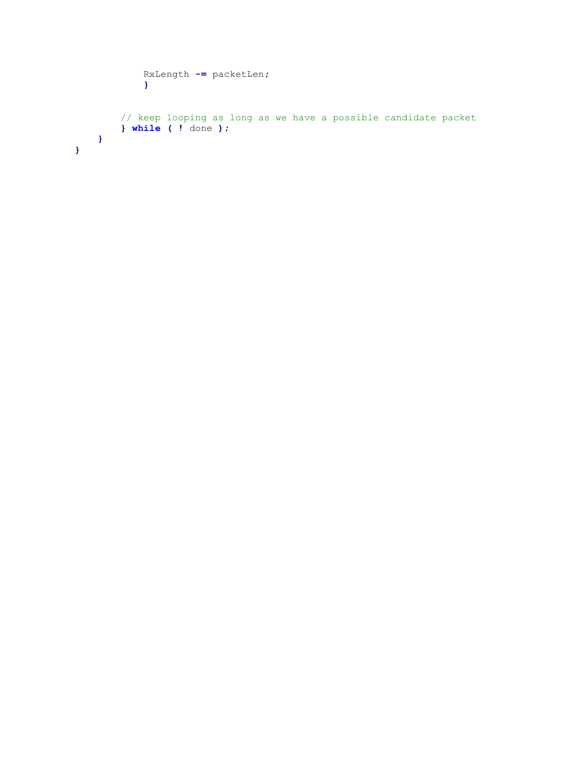```
            RxLength -= packetLen;
            }


        // keep looping as long as we have a possible candidate packet
        } while ( ! done );
    }
}
```